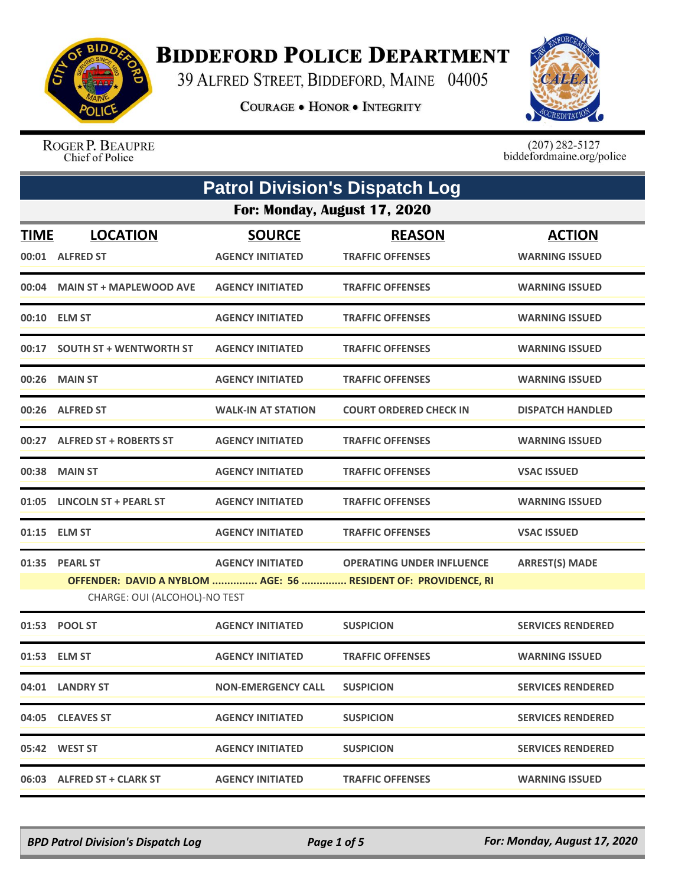# BIDDEFORD POLICE DEPARTMENT

39 ALFRED STREET, BIDDEFORD, MAINE 04005

COURAGE • HONOR • INTEGRITY

ROGER P. BEAUPRE
Chief of Police

(207) 282-5127
biddefordmaine.org/police

## Patrol Division's Dispatch Log

### For: Monday, August 17, 2020

| TIME | LOCATION | SOURCE | REASON | ACTION |
|---|---|---|---|---|
| 00:01 | ALFRED ST | AGENCY INITIATED | TRAFFIC OFFENSES | WARNING ISSUED |
| 00:04 | MAIN ST + MAPLEWOOD AVE | AGENCY INITIATED | TRAFFIC OFFENSES | WARNING ISSUED |
| 00:10 | ELM ST | AGENCY INITIATED | TRAFFIC OFFENSES | WARNING ISSUED |
| 00:17 | SOUTH ST + WENTWORTH ST | AGENCY INITIATED | TRAFFIC OFFENSES | WARNING ISSUED |
| 00:26 | MAIN ST | AGENCY INITIATED | TRAFFIC OFFENSES | WARNING ISSUED |
| 00:26 | ALFRED ST | WALK-IN AT STATION | COURT ORDERED CHECK IN | DISPATCH HANDLED |
| 00:27 | ALFRED ST + ROBERTS ST | AGENCY INITIATED | TRAFFIC OFFENSES | WARNING ISSUED |
| 00:38 | MAIN ST | AGENCY INITIATED | TRAFFIC OFFENSES | VSAC ISSUED |
| 01:05 | LINCOLN ST + PEARL ST | AGENCY INITIATED | TRAFFIC OFFENSES | WARNING ISSUED |
| 01:15 | ELM ST | AGENCY INITIATED | TRAFFIC OFFENSES | VSAC ISSUED |
| 01:35 | PEARL ST | AGENCY INITIATED | OPERATING UNDER INFLUENCE | ARREST(S) MADE |
| | OFFENDER: DAVID A NYBLOM ............... AGE: 56 ............... RESIDENT OF: PROVIDENCE, RI | | | |
| | CHARGE: OUI (ALCOHOL)-NO TEST | | | |
| 01:53 | POOL ST | AGENCY INITIATED | SUSPICION | SERVICES RENDERED |
| 01:53 | ELM ST | AGENCY INITIATED | TRAFFIC OFFENSES | WARNING ISSUED |
| 04:01 | LANDRY ST | NON-EMERGENCY CALL | SUSPICION | SERVICES RENDERED |
| 04:05 | CLEAVES ST | AGENCY INITIATED | SUSPICION | SERVICES RENDERED |
| 05:42 | WEST ST | AGENCY INITIATED | SUSPICION | SERVICES RENDERED |
| 06:03 | ALFRED ST + CLARK ST | AGENCY INITIATED | TRAFFIC OFFENSES | WARNING ISSUED |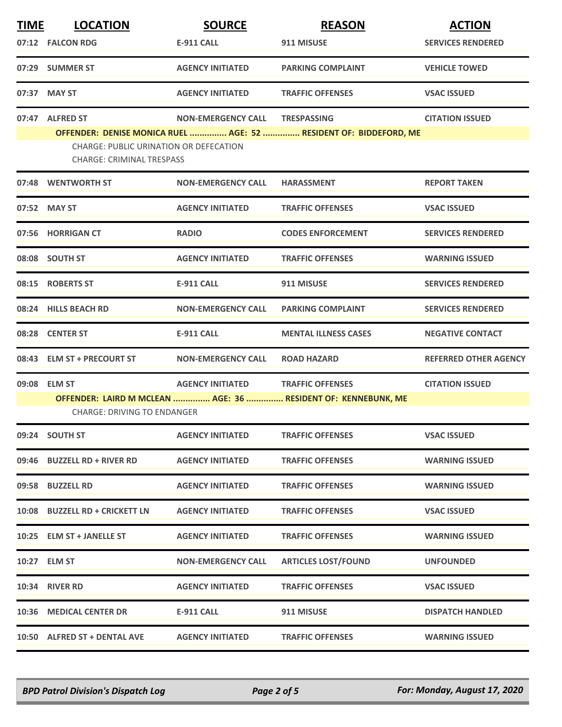| TIME | LOCATION | SOURCE | REASON | ACTION |
|---|---|---|---|---|
| 07:12 | FALCON RDG | E-911 CALL | 911 MISUSE | SERVICES RENDERED |
| 07:29 | SUMMER ST | AGENCY INITIATED | PARKING COMPLAINT | VEHICLE TOWED |
| 07:37 | MAY ST | AGENCY INITIATED | TRAFFIC OFFENSES | VSAC ISSUED |
| 07:47 | ALFRED ST | NON-EMERGENCY CALL | TRESPASSING | CITATION ISSUED |

**OFFENDER: DENISE MONICA RUEL ............... AGE: 52 ............... RESIDENT OF: BIDDEFORD, ME**

CHARGE: PUBLIC URINATION OR DEFECATION
CHARGE: CRIMINAL TRESPASS

| TIME | LOCATION | SOURCE | REASON | ACTION |
|---|---|---|---|---|
| 07:48 | WENTWORTH ST | NON-EMERGENCY CALL | HARASSMENT | REPORT TAKEN |
| 07:52 | MAY ST | AGENCY INITIATED | TRAFFIC OFFENSES | VSAC ISSUED |
| 07:56 | HORRIGAN CT | RADIO | CODES ENFORCEMENT | SERVICES RENDERED |
| 08:08 | SOUTH ST | AGENCY INITIATED | TRAFFIC OFFENSES | WARNING ISSUED |
| 08:15 | ROBERTS ST | E-911 CALL | 911 MISUSE | SERVICES RENDERED |
| 08:24 | HILLS BEACH RD | NON-EMERGENCY CALL | PARKING COMPLAINT | SERVICES RENDERED |
| 08:28 | CENTER ST | E-911 CALL | MENTAL ILLNESS CASES | NEGATIVE CONTACT |
| 08:43 | ELM ST + PRECOURT ST | NON-EMERGENCY CALL | ROAD HAZARD | REFERRED OTHER AGENCY |
| 09:08 | ELM ST | AGENCY INITIATED | TRAFFIC OFFENSES | CITATION ISSUED |

**OFFENDER: LAIRD M MCLEAN ............... AGE: 36 ............... RESIDENT OF: KENNEBUNK, ME**

CHARGE: DRIVING TO ENDANGER

| TIME | LOCATION | SOURCE | REASON | ACTION |
|---|---|---|---|---|
| 09:24 | SOUTH ST | AGENCY INITIATED | TRAFFIC OFFENSES | VSAC ISSUED |
| 09:46 | BUZZELL RD + RIVER RD | AGENCY INITIATED | TRAFFIC OFFENSES | WARNING ISSUED |
| 09:58 | BUZZELL RD | AGENCY INITIATED | TRAFFIC OFFENSES | WARNING ISSUED |
| 10:08 | BUZZELL RD + CRICKETT LN | AGENCY INITIATED | TRAFFIC OFFENSES | VSAC ISSUED |
| 10:25 | ELM ST + JANELLE ST | AGENCY INITIATED | TRAFFIC OFFENSES | WARNING ISSUED |
| 10:27 | ELM ST | NON-EMERGENCY CALL | ARTICLES LOST/FOUND | UNFOUNDED |
| 10:34 | RIVER RD | AGENCY INITIATED | TRAFFIC OFFENSES | VSAC ISSUED |
| 10:36 | MEDICAL CENTER DR | E-911 CALL | 911 MISUSE | DISPATCH HANDLED |
| 10:50 | ALFRED ST + DENTAL AVE | AGENCY INITIATED | TRAFFIC OFFENSES | WARNING ISSUED |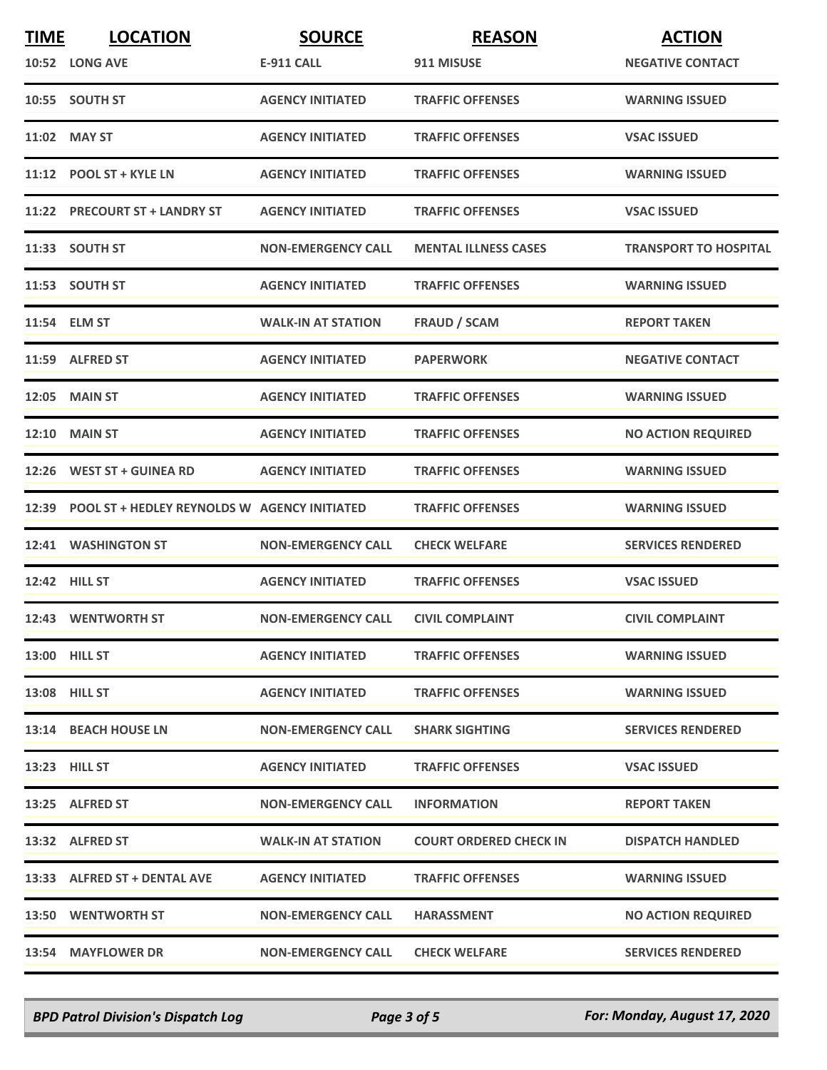| TIME | LOCATION | SOURCE | REASON | ACTION |
|---|---|---|---|---|
| 10:52 | LONG AVE | E-911 CALL | 911 MISUSE | NEGATIVE CONTACT |
| 10:55 | SOUTH ST | AGENCY INITIATED | TRAFFIC OFFENSES | WARNING ISSUED |
| 11:02 | MAY ST | AGENCY INITIATED | TRAFFIC OFFENSES | VSAC ISSUED |
| 11:12 | POOL ST + KYLE LN | AGENCY INITIATED | TRAFFIC OFFENSES | WARNING ISSUED |
| 11:22 | PRECOURT ST + LANDRY ST | AGENCY INITIATED | TRAFFIC OFFENSES | VSAC ISSUED |
| 11:33 | SOUTH ST | NON-EMERGENCY CALL | MENTAL ILLNESS CASES | TRANSPORT TO HOSPITAL |
| 11:53 | SOUTH ST | AGENCY INITIATED | TRAFFIC OFFENSES | WARNING ISSUED |
| 11:54 | ELM ST | WALK-IN AT STATION | FRAUD / SCAM | REPORT TAKEN |
| 11:59 | ALFRED ST | AGENCY INITIATED | PAPERWORK | NEGATIVE CONTACT |
| 12:05 | MAIN ST | AGENCY INITIATED | TRAFFIC OFFENSES | WARNING ISSUED |
| 12:10 | MAIN ST | AGENCY INITIATED | TRAFFIC OFFENSES | NO ACTION REQUIRED |
| 12:26 | WEST ST + GUINEA RD | AGENCY INITIATED | TRAFFIC OFFENSES | WARNING ISSUED |
| 12:39 | POOL ST + HEDLEY REYNOLDS W | AGENCY INITIATED | TRAFFIC OFFENSES | WARNING ISSUED |
| 12:41 | WASHINGTON ST | NON-EMERGENCY CALL | CHECK WELFARE | SERVICES RENDERED |
| 12:42 | HILL ST | AGENCY INITIATED | TRAFFIC OFFENSES | VSAC ISSUED |
| 12:43 | WENTWORTH ST | NON-EMERGENCY CALL | CIVIL COMPLAINT | CIVIL COMPLAINT |
| 13:00 | HILL ST | AGENCY INITIATED | TRAFFIC OFFENSES | WARNING ISSUED |
| 13:08 | HILL ST | AGENCY INITIATED | TRAFFIC OFFENSES | WARNING ISSUED |
| 13:14 | BEACH HOUSE LN | NON-EMERGENCY CALL | SHARK SIGHTING | SERVICES RENDERED |
| 13:23 | HILL ST | AGENCY INITIATED | TRAFFIC OFFENSES | VSAC ISSUED |
| 13:25 | ALFRED ST | NON-EMERGENCY CALL | INFORMATION | REPORT TAKEN |
| 13:32 | ALFRED ST | WALK-IN AT STATION | COURT ORDERED CHECK IN | DISPATCH HANDLED |
| 13:33 | ALFRED ST + DENTAL AVE | AGENCY INITIATED | TRAFFIC OFFENSES | WARNING ISSUED |
| 13:50 | WENTWORTH ST | NON-EMERGENCY CALL | HARASSMENT | NO ACTION REQUIRED |
| 13:54 | MAYFLOWER DR | NON-EMERGENCY CALL | CHECK WELFARE | SERVICES RENDERED |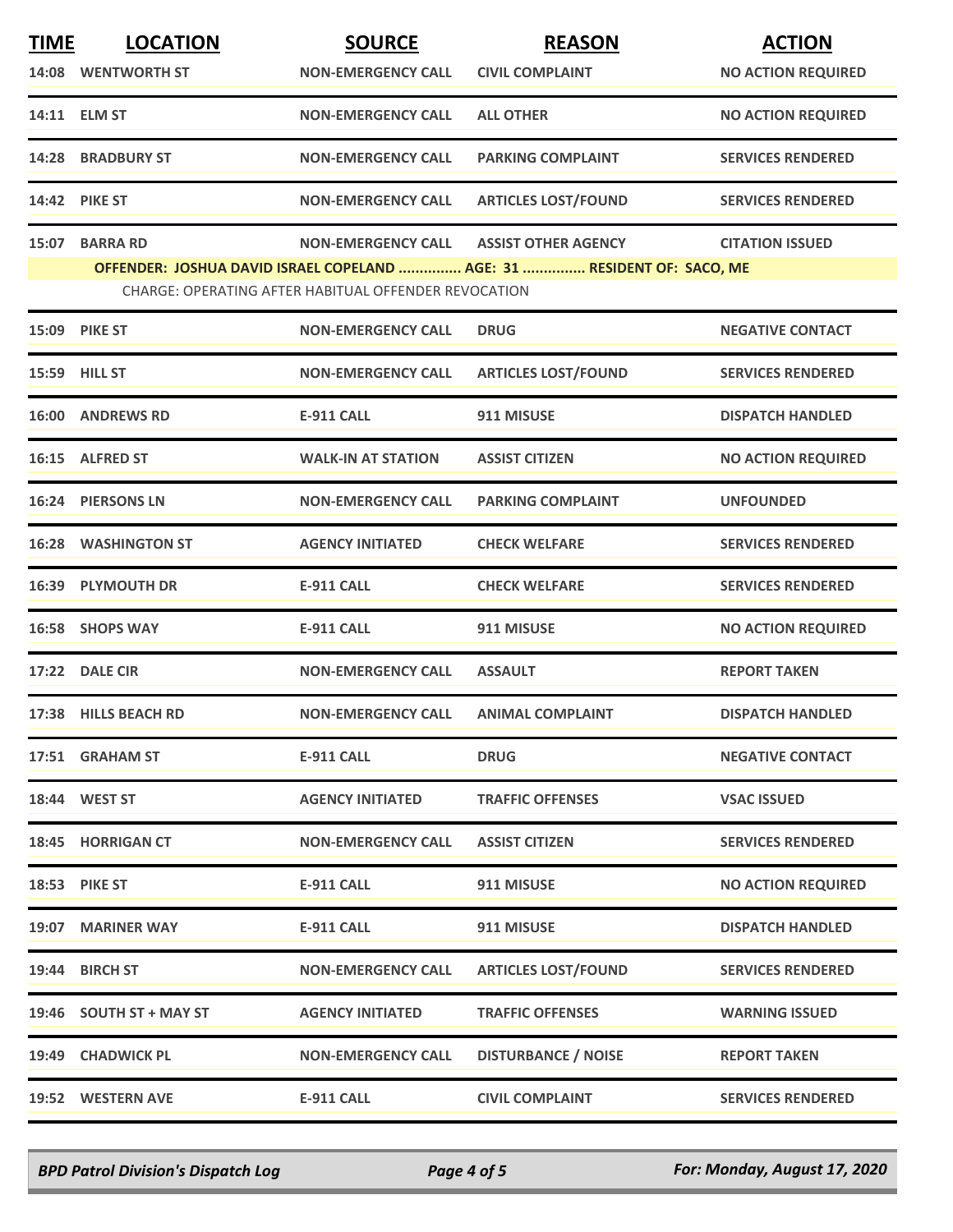| TIME | LOCATION | SOURCE | REASON | ACTION |
|---|---|---|---|---|
| 14:08 | WENTWORTH ST | NON-EMERGENCY CALL | CIVIL COMPLAINT | NO ACTION REQUIRED |
| 14:11 | ELM ST | NON-EMERGENCY CALL | ALL OTHER | NO ACTION REQUIRED |
| 14:28 | BRADBURY ST | NON-EMERGENCY CALL | PARKING COMPLAINT | SERVICES RENDERED |
| 14:42 | PIKE ST | NON-EMERGENCY CALL | ARTICLES LOST/FOUND | SERVICES RENDERED |
| 15:07 | BARRA RD | NON-EMERGENCY CALL | ASSIST OTHER AGENCY | CITATION ISSUED |
| | OFFENDER: JOSHUA DAVID ISRAEL COPELAND ............... AGE: 31 ............... RESIDENT OF: SACO, ME | | | |
| | CHARGE: OPERATING AFTER HABITUAL OFFENDER REVOCATION | | | |
| 15:09 | PIKE ST | NON-EMERGENCY CALL | DRUG | NEGATIVE CONTACT |
| 15:59 | HILL ST | NON-EMERGENCY CALL | ARTICLES LOST/FOUND | SERVICES RENDERED |
| 16:00 | ANDREWS RD | E-911 CALL | 911 MISUSE | DISPATCH HANDLED |
| 16:15 | ALFRED ST | WALK-IN AT STATION | ASSIST CITIZEN | NO ACTION REQUIRED |
| 16:24 | PIERSONS LN | NON-EMERGENCY CALL | PARKING COMPLAINT | UNFOUNDED |
| 16:28 | WASHINGTON ST | AGENCY INITIATED | CHECK WELFARE | SERVICES RENDERED |
| 16:39 | PLYMOUTH DR | E-911 CALL | CHECK WELFARE | SERVICES RENDERED |
| 16:58 | SHOPS WAY | E-911 CALL | 911 MISUSE | NO ACTION REQUIRED |
| 17:22 | DALE CIR | NON-EMERGENCY CALL | ASSAULT | REPORT TAKEN |
| 17:38 | HILLS BEACH RD | NON-EMERGENCY CALL | ANIMAL COMPLAINT | DISPATCH HANDLED |
| 17:51 | GRAHAM ST | E-911 CALL | DRUG | NEGATIVE CONTACT |
| 18:44 | WEST ST | AGENCY INITIATED | TRAFFIC OFFENSES | VSAC ISSUED |
| 18:45 | HORRIGAN CT | NON-EMERGENCY CALL | ASSIST CITIZEN | SERVICES RENDERED |
| 18:53 | PIKE ST | E-911 CALL | 911 MISUSE | NO ACTION REQUIRED |
| 19:07 | MARINER WAY | E-911 CALL | 911 MISUSE | DISPATCH HANDLED |
| 19:44 | BIRCH ST | NON-EMERGENCY CALL | ARTICLES LOST/FOUND | SERVICES RENDERED |
| 19:46 | SOUTH ST + MAY ST | AGENCY INITIATED | TRAFFIC OFFENSES | WARNING ISSUED |
| 19:49 | CHADWICK PL | NON-EMERGENCY CALL | DISTURBANCE / NOISE | REPORT TAKEN |
| 19:52 | WESTERN AVE | E-911 CALL | CIVIL COMPLAINT | SERVICES RENDERED |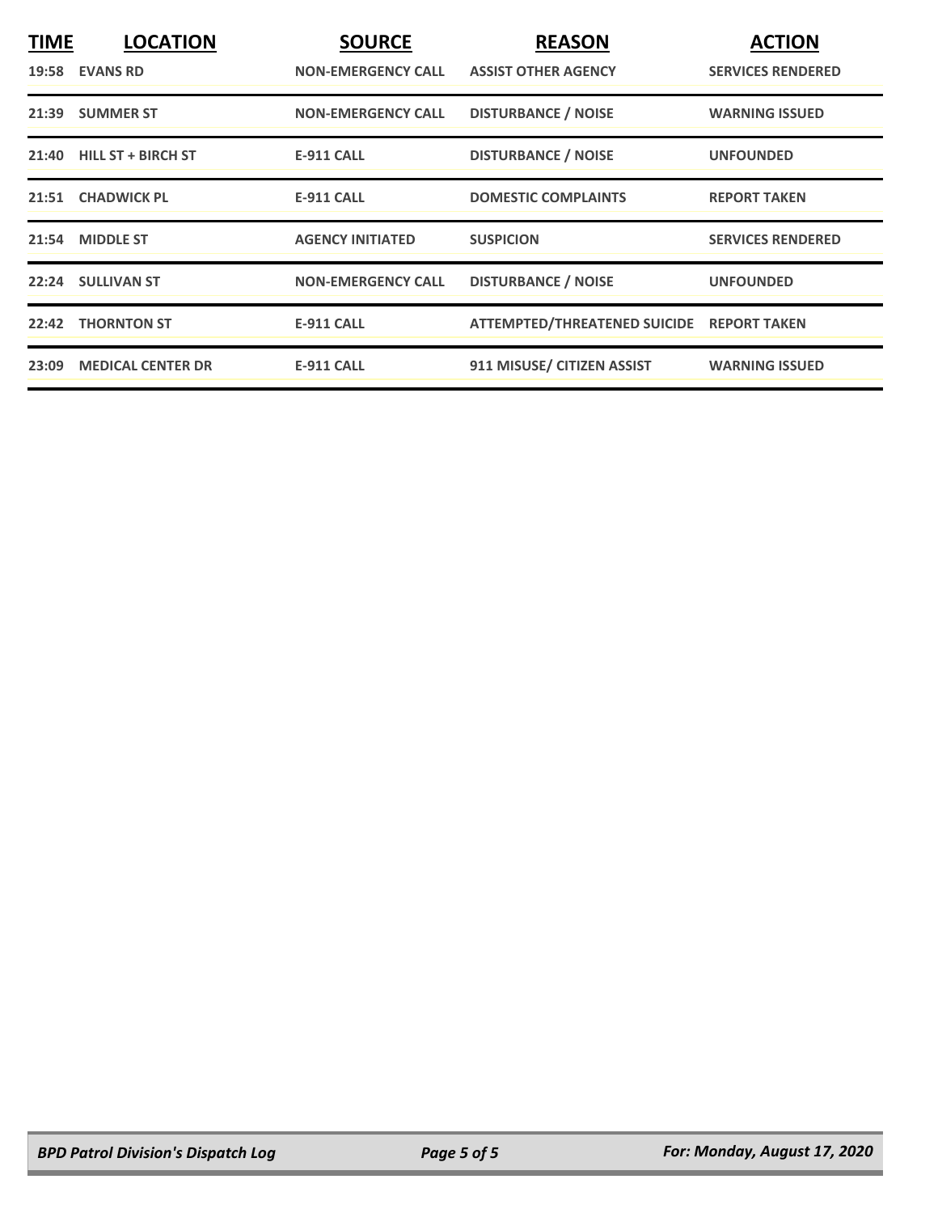| TIME | LOCATION | SOURCE | REASON | ACTION |
|---|---|---|---|---|
| 19:58 | EVANS RD | NON-EMERGENCY CALL | ASSIST OTHER AGENCY | SERVICES RENDERED |
| 21:39 | SUMMER ST | NON-EMERGENCY CALL | DISTURBANCE / NOISE | WARNING ISSUED |
| 21:40 | HILL ST + BIRCH ST | E-911 CALL | DISTURBANCE / NOISE | UNFOUNDED |
| 21:51 | CHADWICK PL | E-911 CALL | DOMESTIC COMPLAINTS | REPORT TAKEN |
| 21:54 | MIDDLE ST | AGENCY INITIATED | SUSPICION | SERVICES RENDERED |
| 22:24 | SULLIVAN ST | NON-EMERGENCY CALL | DISTURBANCE / NOISE | UNFOUNDED |
| 22:42 | THORNTON ST | E-911 CALL | ATTEMPTED/THREATENED SUICIDE | REPORT TAKEN |
| 23:09 | MEDICAL CENTER DR | E-911 CALL | 911 MISUSE/ CITIZEN ASSIST | WARNING ISSUED |